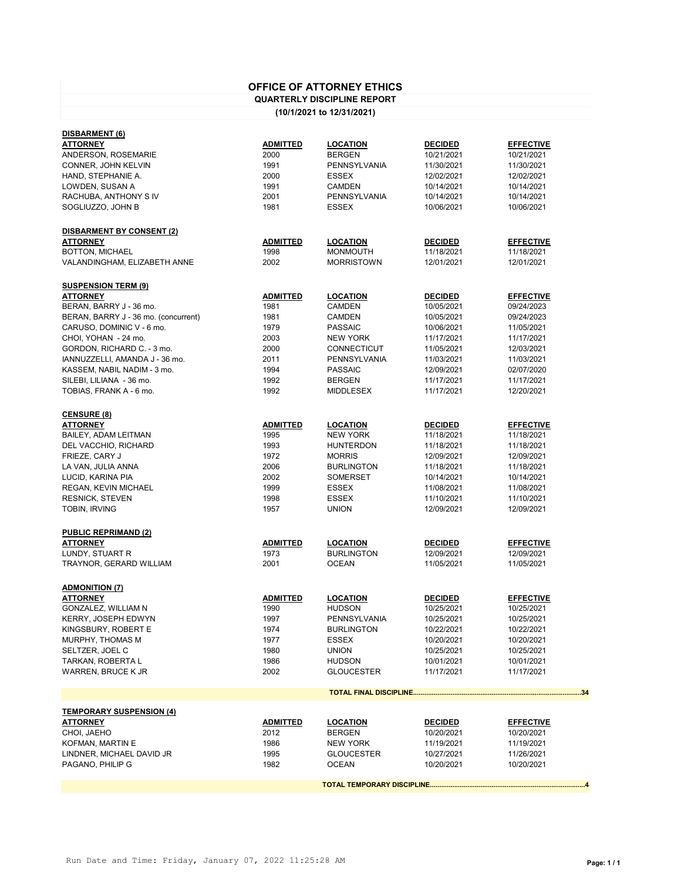# OFFICE OF ATTORNEY ETHICS

## QUARTERLY DISCIPLINE REPORT

**(10/1/2021 to 12/31/2021)**

### DISBARMENT (6)

| ATTORNEY | ADMITTED | LOCATION | DECIDED | EFFECTIVE |
|---|---|---|---|---|
| ANDERSON, ROSEMARIE | 2000 | BERGEN | 10/21/2021 | 10/21/2021 |
| CONNER, JOHN KELVIN | 1991 | PENNSYLVANIA | 11/30/2021 | 11/30/2021 |
| HAND, STEPHANIE A. | 2000 | ESSEX | 12/02/2021 | 12/02/2021 |
| LOWDEN, SUSAN A | 1991 | CAMDEN | 10/14/2021 | 10/14/2021 |
| RACHUBA, ANTHONY S IV | 2001 | PENNSYLVANIA | 10/14/2021 | 10/14/2021 |
| SOGLIUZZO, JOHN B | 1981 | ESSEX | 10/06/2021 | 10/06/2021 |

### DISBARMENT BY CONSENT (2)

| ATTORNEY | ADMITTED | LOCATION | DECIDED | EFFECTIVE |
|---|---|---|---|---|
| BOTTON, MICHAEL | 1998 | MONMOUTH | 11/18/2021 | 11/18/2021 |
| VALANDINGHAM, ELIZABETH ANNE | 2002 | MORRISTOWN | 12/01/2021 | 12/01/2021 |

### SUSPENSION TERM (9)

| ATTORNEY | ADMITTED | LOCATION | DECIDED | EFFECTIVE |
|---|---|---|---|---|
| BERAN, BARRY J - 36 mo. | 1981 | CAMDEN | 10/05/2021 | 09/24/2023 |
| BERAN, BARRY J - 36 mo. (concurrent) | 1981 | CAMDEN | 10/05/2021 | 09/24/2023 |
| CARUSO, DOMINIC V - 6 mo. | 1979 | PASSAIC | 10/06/2021 | 11/05/2021 |
| CHOI, YOHAN - 24 mo. | 2003 | NEW YORK | 11/17/2021 | 11/17/2021 |
| GORDON, RICHARD C. - 3 mo. | 2000 | CONNECTICUT | 11/05/2021 | 12/03/2021 |
| IANNUZZELLI, AMANDA J - 36 mo. | 2011 | PENNSYLVANIA | 11/03/2021 | 11/03/2021 |
| KASSEM, NABIL NADIM - 3 mo. | 1994 | PASSAIC | 12/09/2021 | 02/07/2020 |
| SILEBI, LILIANA - 36 mo. | 1992 | BERGEN | 11/17/2021 | 11/17/2021 |
| TOBIAS, FRANK A - 6 mo. | 1992 | MIDDLESEX | 11/17/2021 | 12/20/2021 |

### CENSURE (8)

| ATTORNEY | ADMITTED | LOCATION | DECIDED | EFFECTIVE |
|---|---|---|---|---|
| BAILEY, ADAM LEITMAN | 1995 | NEW YORK | 11/18/2021 | 11/18/2021 |
| DEL VACCHIO, RICHARD | 1993 | HUNTERDON | 11/18/2021 | 11/18/2021 |
| FRIEZE, CARY J | 1972 | MORRIS | 12/09/2021 | 12/09/2021 |
| LA VAN, JULIA ANNA | 2006 | BURLINGTON | 11/18/2021 | 11/18/2021 |
| LUCID, KARINA PIA | 2002 | SOMERSET | 10/14/2021 | 10/14/2021 |
| REGAN, KEVIN MICHAEL | 1999 | ESSEX | 11/08/2021 | 11/08/2021 |
| RESNICK, STEVEN | 1998 | ESSEX | 11/10/2021 | 11/10/2021 |
| TOBIN, IRVING | 1957 | UNION | 12/09/2021 | 12/09/2021 |

### PUBLIC REPRIMAND (2)

| ATTORNEY | ADMITTED | LOCATION | DECIDED | EFFECTIVE |
|---|---|---|---|---|
| LUNDY, STUART R | 1973 | BURLINGTON | 12/09/2021 | 12/09/2021 |
| TRAYNOR, GERARD WILLIAM | 2001 | OCEAN | 11/05/2021 | 11/05/2021 |

### ADMONITION (7)

| ATTORNEY | ADMITTED | LOCATION | DECIDED | EFFECTIVE |
|---|---|---|---|---|
| GONZALEZ, WILLIAM N | 1990 | HUDSON | 10/25/2021 | 10/25/2021 |
| KERRY, JOSEPH EDWYN | 1997 | PENNSYLVANIA | 10/25/2021 | 10/25/2021 |
| KINGSBURY, ROBERT E | 1974 | BURLINGTON | 10/22/2021 | 10/22/2021 |
| MURPHY, THOMAS M | 1977 | ESSEX | 10/20/2021 | 10/20/2021 |
| SELTZER, JOEL C | 1980 | UNION | 10/25/2021 | 10/25/2021 |
| TARKAN, ROBERTA L | 1986 | HUDSON | 10/01/2021 | 10/01/2021 |
| WARREN, BRUCE K JR | 2002 | GLOUCESTER | 11/17/2021 | 11/17/2021 |

**TOTAL FINAL DISCIPLINE..........................................................................................34**

### TEMPORARY SUSPENSION (4)

| ATTORNEY | ADMITTED | LOCATION | DECIDED | EFFECTIVE |
|---|---|---|---|---|
| CHOI, JAEHO | 2012 | BERGEN | 10/20/2021 | 10/20/2021 |
| KOFMAN, MARTIN E | 1986 | NEW YORK | 11/19/2021 | 11/19/2021 |
| LINDNER, MICHAEL DAVID JR | 1995 | GLOUCESTER | 10/27/2021 | 11/26/2021 |
| PAGANO, PHILIP G | 1982 | OCEAN | 10/20/2021 | 10/20/2021 |

**TOTAL TEMPORARY DISCIPLINE..................................................................................4**

Run Date and Time: Friday, January 07, 2022 11:25:28 AM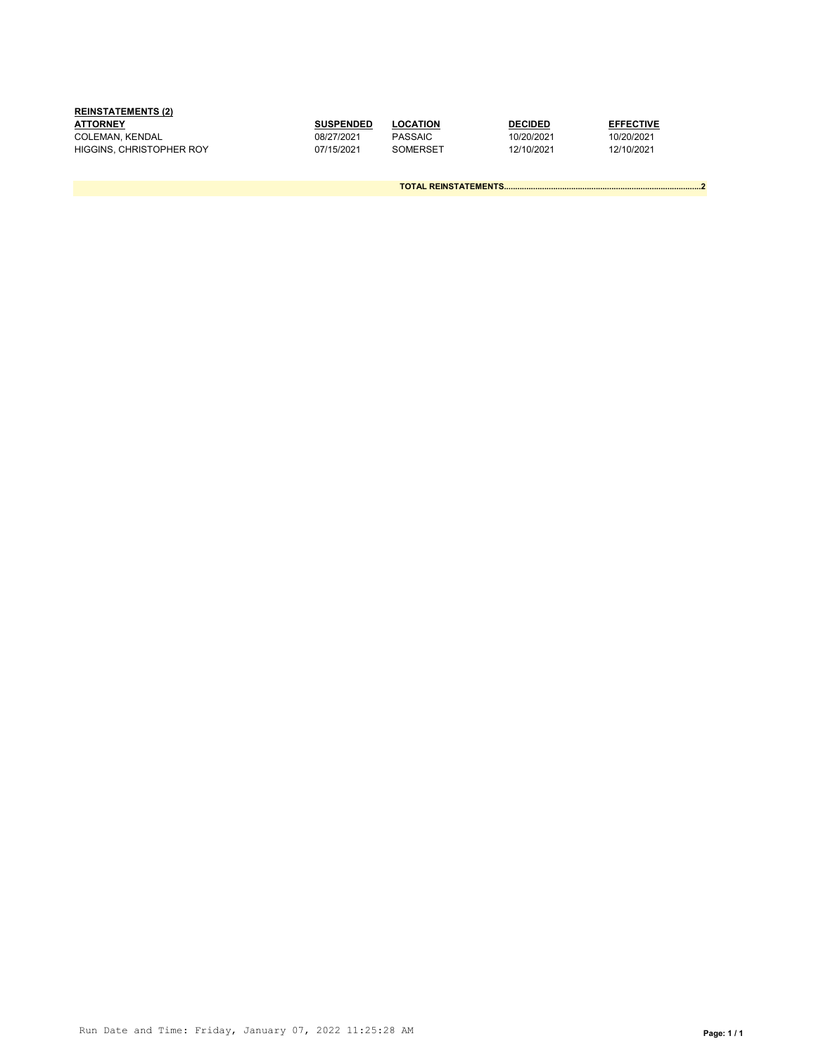**REINSTATEMENTS (2)**

| ATTORNEY | SUSPENDED | LOCATION | DECIDED | EFFECTIVE |
| --- | --- | --- | --- | --- |
| COLEMAN, KENDAL | 08/27/2021 | PASSAIC | 10/20/2021 | 10/20/2021 |
| HIGGINS, CHRISTOPHER ROY | 07/15/2021 | SOMERSET | 12/10/2021 | 12/10/2021 |

**TOTAL REINSTATEMENTS......................................................................................2**

Run Date and Time: Friday, January 07, 2022 11:25:28 AM